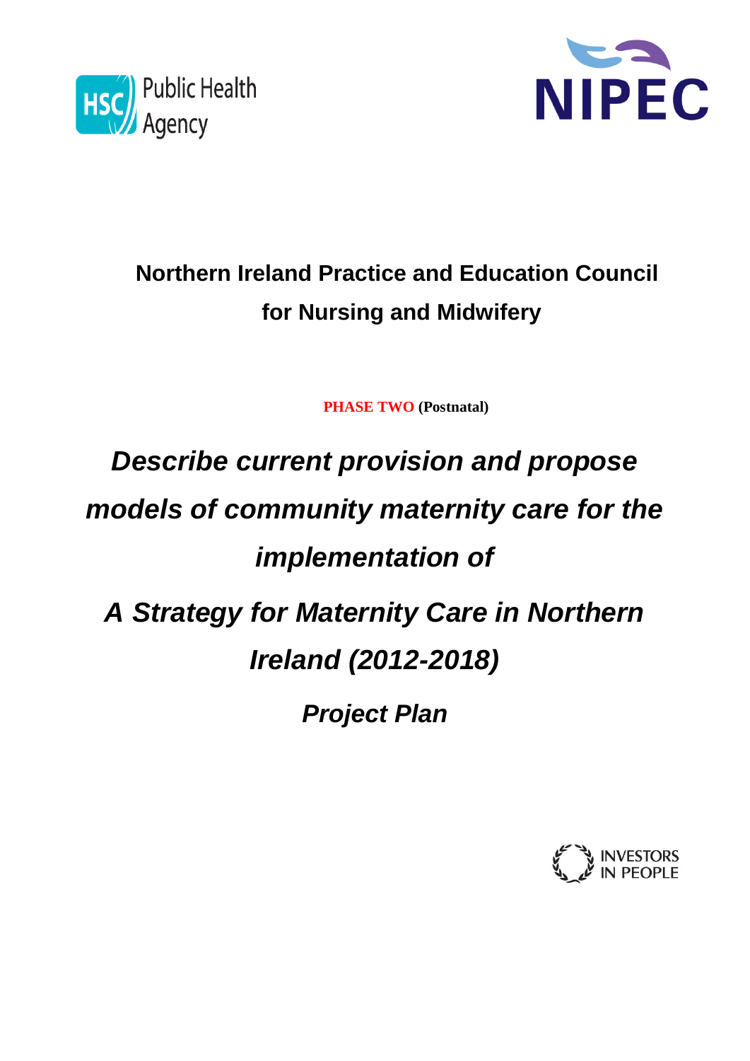HSC Public Health Agency

NIPEC

**Northern Ireland Practice and Education Council for Nursing and Midwifery**

**PHASE TWO (Postnatal)**

# *Describe current provision and propose models of community maternity care for the implementation of*

# *A Strategy for Maternity Care in Northern Ireland (2012-2018)*

## *Project Plan*

INVESTORS IN PEOPLE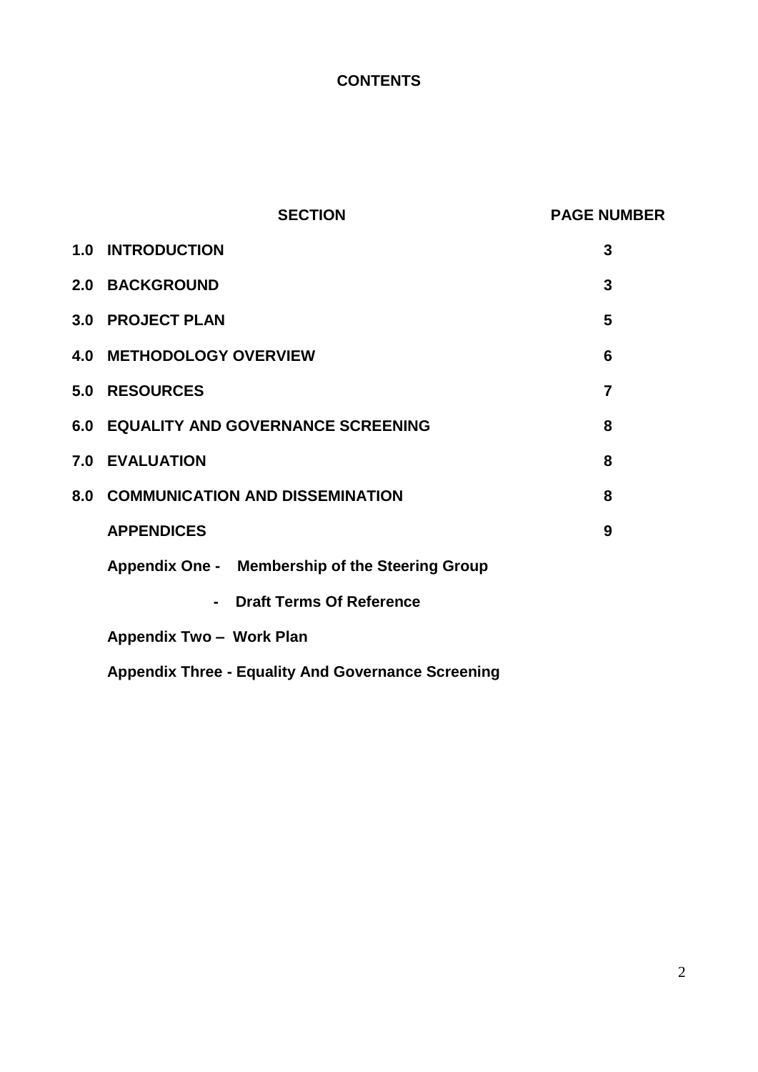# CONTENTS

| | SECTION | PAGE NUMBER |
|---|---|---|
| 1.0 | INTRODUCTION | 3 |
| 2.0 | BACKGROUND | 3 |
| 3.0 | PROJECT PLAN | 5 |
| 4.0 | METHODOLOGY OVERVIEW | 6 |
| 5.0 | RESOURCES | 7 |
| 6.0 | EQUALITY AND GOVERNANCE SCREENING | 8 |
| 7.0 | EVALUATION | 8 |
| 8.0 | COMMUNICATION AND DISSEMINATION | 8 |
| | APPENDICES | 9 |
| | Appendix One - Membership of the Steering Group | |
| | - Draft Terms Of Reference | |
| | Appendix Two – Work Plan | |
| | Appendix Three - Equality And Governance Screening | |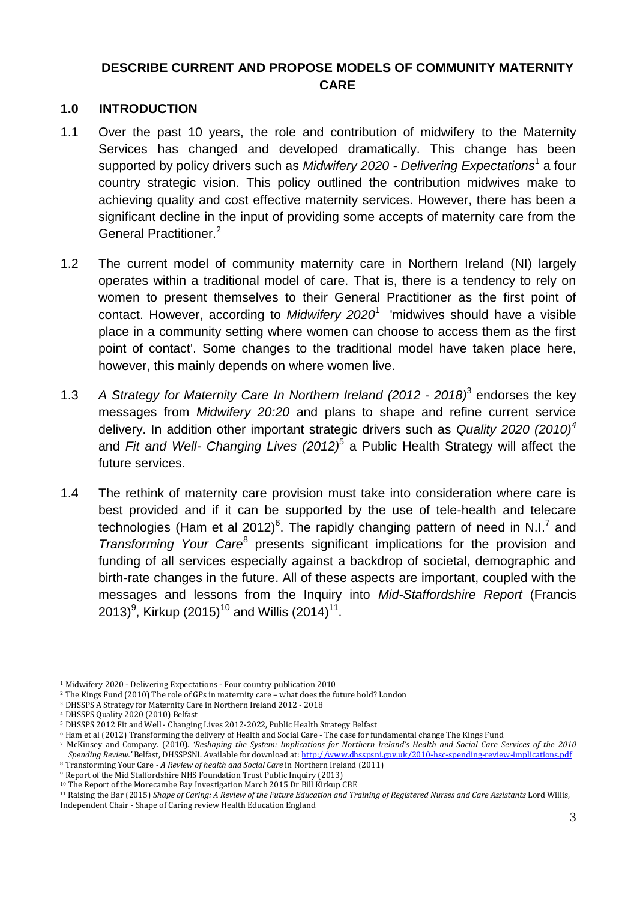## DESCRIBE CURRENT AND PROPOSE MODELS OF COMMUNITY MATERNITY CARE

### 1.0 INTRODUCTION

1.1 Over the past 10 years, the role and contribution of midwifery to the Maternity Services has changed and developed dramatically. This change has been supported by policy drivers such as *Midwifery 2020 - Delivering Expectations*[1] a four country strategic vision. This policy outlined the contribution midwives make to achieving quality and cost effective maternity services. However, there has been a significant decline in the input of providing some accepts of maternity care from the General Practitioner.[2]

1.2 The current model of community maternity care in Northern Ireland (NI) largely operates within a traditional model of care. That is, there is a tendency to rely on women to present themselves to their General Practitioner as the first point of contact. However, according to *Midwifery 2020*[1] 'midwives should have a visible place in a community setting where women can choose to access them as the first point of contact'. Some changes to the traditional model have taken place here, however, this mainly depends on where women live.

1.3 *A Strategy for Maternity Care In Northern Ireland (2012 - 2018)*[3] endorses the key messages from *Midwifery 20:20* and plans to shape and refine current service delivery. In addition other important strategic drivers such as *Quality 2020 (2010)*[4] and *Fit and Well- Changing Lives (2012)*[5] a Public Health Strategy will affect the future services.

1.4 The rethink of maternity care provision must take into consideration where care is best provided and if it can be supported by the use of tele-health and telecare technologies (Ham et al 2012)[6]. The rapidly changing pattern of need in N.I.[7] and *Transforming Your Care*[8] presents significant implications for the provision and funding of all services especially against a backdrop of societal, demographic and birth-rate changes in the future. All of these aspects are important, coupled with the messages and lessons from the Inquiry into *Mid-Staffordshire Report* (Francis 2013)[9], Kirkup (2015)[10] and Willis (2014)[11].

---

[1] Midwifery 2020 - Delivering Expectations - Four country publication 2010
[2] The Kings Fund (2010) The role of GPs in maternity care – what does the future hold? London
[3] DHSSPS A Strategy for Maternity Care in Northern Ireland 2012 - 2018
[4] DHSSPS Quality 2020 (2010) Belfast
[5] DHSSPS 2012 Fit and Well - Changing Lives 2012-2022, Public Health Strategy Belfast
[6] Ham et al (2012) Transforming the delivery of Health and Social Care - The case for fundamental change The Kings Fund
[7] McKinsey and Company. (2010). *'Reshaping the System: Implications for Northern Ireland's Health and Social Care Services of the 2010 Spending Review.'* Belfast, DHSSPSNI. Available for download at: http://www.dhsspsni.gov.uk/2010-hsc-spending-review-implications.pdf
[8] Transforming Your Care - *A Review of health and Social Care* in Northern Ireland (2011)
[9] Report of the Mid Staffordshire NHS Foundation Trust Public Inquiry (2013)
[10] The Report of the Morecambe Bay Investigation March 2015 Dr Bill Kirkup CBE
[11] Raising the Bar (2015) *Shape of Caring: A Review of the Future Education and Training of Registered Nurses and Care Assistants* Lord Willis, Independent Chair - Shape of Caring review Health Education England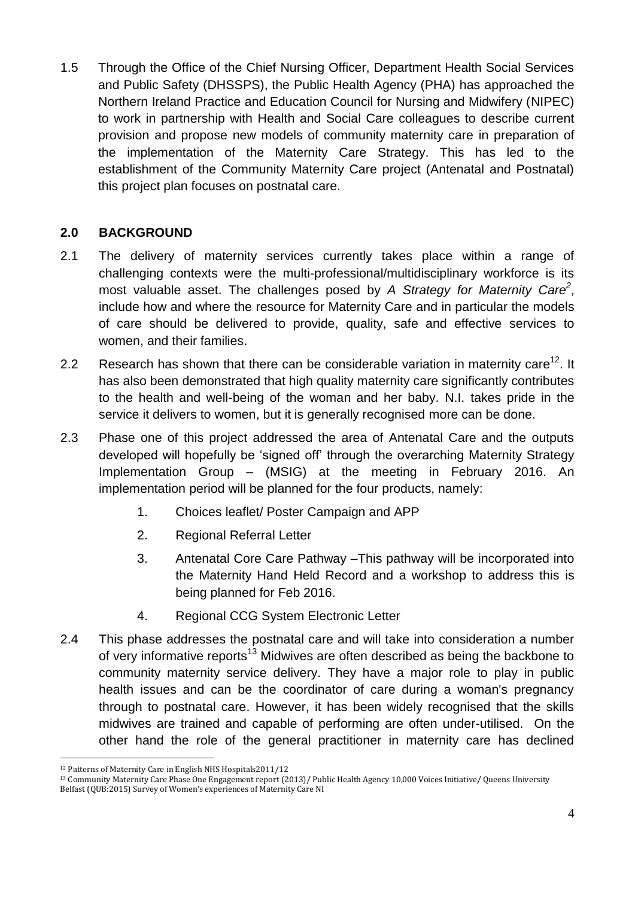1.5 Through the Office of the Chief Nursing Officer, Department Health Social Services and Public Safety (DHSSPS), the Public Health Agency (PHA) has approached the Northern Ireland Practice and Education Council for Nursing and Midwifery (NIPEC) to work in partnership with Health and Social Care colleagues to describe current provision and propose new models of community maternity care in preparation of the implementation of the Maternity Care Strategy. This has led to the establishment of the Community Maternity Care project (Antenatal and Postnatal) this project plan focuses on postnatal care.

## 2.0 BACKGROUND

2.1 The delivery of maternity services currently takes place within a range of challenging contexts were the multi-professional/multidisciplinary workforce is its most valuable asset. The challenges posed by *A Strategy for Maternity Care*[2], include how and where the resource for Maternity Care and in particular the models of care should be delivered to provide, quality, safe and effective services to women, and their families.

2.2 Research has shown that there can be considerable variation in maternity care[12]. It has also been demonstrated that high quality maternity care significantly contributes to the health and well-being of the woman and her baby. N.I. takes pride in the service it delivers to women, but it is generally recognised more can be done.

2.3 Phase one of this project addressed the area of Antenatal Care and the outputs developed will hopefully be 'signed off' through the overarching Maternity Strategy Implementation Group – (MSIG) at the meeting in February 2016. An implementation period will be planned for the four products, namely:

1. Choices leaflet/ Poster Campaign and APP
2. Regional Referral Letter
3. Antenatal Core Care Pathway –This pathway will be incorporated into the Maternity Hand Held Record and a workshop to address this is being planned for Feb 2016.
4. Regional CCG System Electronic Letter

2.4 This phase addresses the postnatal care and will take into consideration a number of very informative reports[13] Midwives are often described as being the backbone to community maternity service delivery. They have a major role to play in public health issues and can be the coordinator of care during a woman's pregnancy through to postnatal care. However, it has been widely recognised that the skills midwives are trained and capable of performing are often under-utilised. On the other hand the role of the general practitioner in maternity care has declined

---

[12] Patterns of Maternity Care in English NHS Hospitals2011/12

[13] Community Maternity Care Phase One Engagement report (2013)/ Public Health Agency 10,000 Voices Initiative/ Queens University Belfast (QUB:2015) Survey of Women's experiences of Maternity Care NI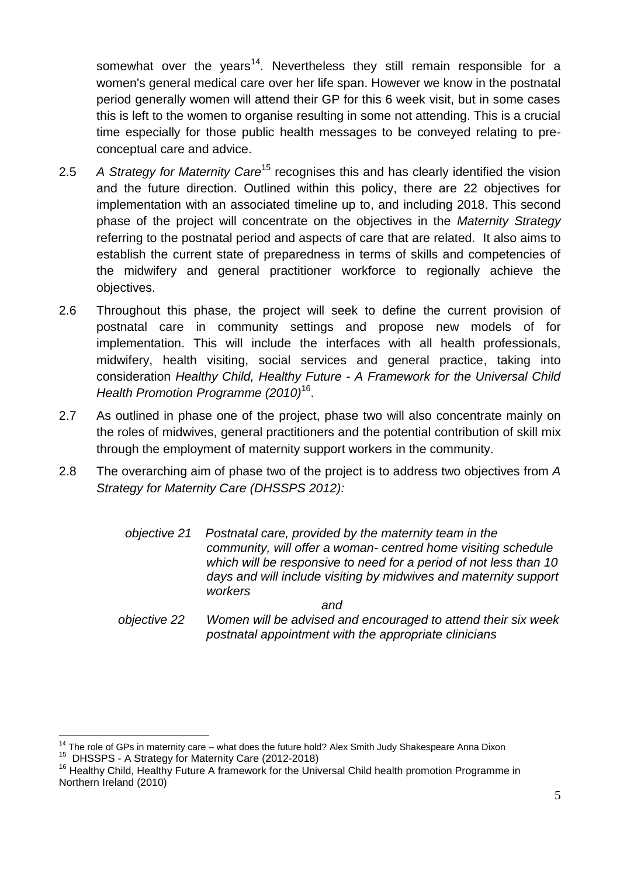somewhat over the years[14]. Nevertheless they still remain responsible for a women's general medical care over her life span. However we know in the postnatal period generally women will attend their GP for this 6 week visit, but in some cases this is left to the women to organise resulting in some not attending. This is a crucial time especially for those public health messages to be conveyed relating to pre-conceptual care and advice.

2.5 *A Strategy for Maternity Care*[15] recognises this and has clearly identified the vision and the future direction. Outlined within this policy, there are 22 objectives for implementation with an associated timeline up to, and including 2018. This second phase of the project will concentrate on the objectives in the *Maternity Strategy* referring to the postnatal period and aspects of care that are related. It also aims to establish the current state of preparedness in terms of skills and competencies of the midwifery and general practitioner workforce to regionally achieve the objectives.

2.6 Throughout this phase, the project will seek to define the current provision of postnatal care in community settings and propose new models of for implementation. This will include the interfaces with all health professionals, midwifery, health visiting, social services and general practice, taking into consideration *Healthy Child, Healthy Future - A Framework for the Universal Child Health Promotion Programme (2010)*[16].

2.7 As outlined in phase one of the project, phase two will also concentrate mainly on the roles of midwives, general practitioners and the potential contribution of skill mix through the employment of maternity support workers in the community.

2.8 The overarching aim of phase two of the project is to address two objectives from *A Strategy for Maternity Care (DHSSPS 2012):*

> *objective 21* *Postnatal care, provided by the maternity team in the community, will offer a woman- centred home visiting schedule which will be responsive to need for a period of not less than 10 days and will include visiting by midwives and maternity support workers*
>
> *and*
>
> *objective 22* *Women will be advised and encouraged to attend their six week postnatal appointment with the appropriate clinicians*

---

[14] The role of GPs in maternity care – what does the future hold? Alex Smith Judy Shakespeare Anna Dixon

[15] DHSSPS - A Strategy for Maternity Care (2012-2018)

[16] Healthy Child, Healthy Future A framework for the Universal Child health promotion Programme in Northern Ireland (2010)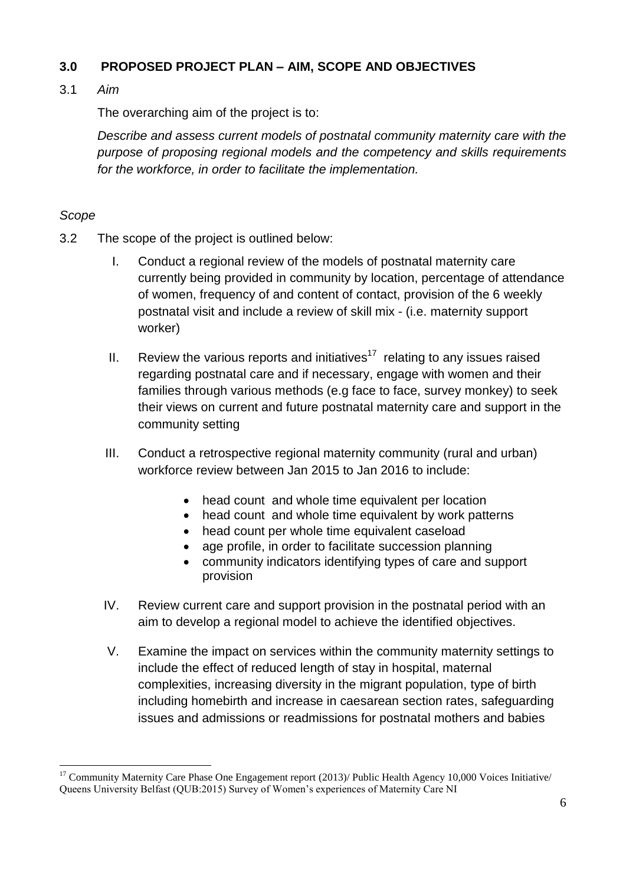## 3.0 PROPOSED PROJECT PLAN – AIM, SCOPE AND OBJECTIVES

3.1 *Aim*

The overarching aim of the project is to:

*Describe and assess current models of postnatal community maternity care with the purpose of proposing regional models and the competency and skills requirements for the workforce, in order to facilitate the implementation.*

*Scope*

3.2 The scope of the project is outlined below:

I. Conduct a regional review of the models of postnatal maternity care currently being provided in community by location, percentage of attendance of women, frequency of and content of contact, provision of the 6 weekly postnatal visit and include a review of skill mix - (i.e. maternity support worker)

II. Review the various reports and initiatives[17] relating to any issues raised regarding postnatal care and if necessary, engage with women and their families through various methods (e.g face to face, survey monkey) to seek their views on current and future postnatal maternity care and support in the community setting

III. Conduct a retrospective regional maternity community (rural and urban) workforce review between Jan 2015 to Jan 2016 to include:

- head count and whole time equivalent per location
- head count and whole time equivalent by work patterns
- head count per whole time equivalent caseload
- age profile, in order to facilitate succession planning
- community indicators identifying types of care and support provision

IV. Review current care and support provision in the postnatal period with an aim to develop a regional model to achieve the identified objectives.

V. Examine the impact on services within the community maternity settings to include the effect of reduced length of stay in hospital, maternal complexities, increasing diversity in the migrant population, type of birth including homebirth and increase in caesarean section rates, safeguarding issues and admissions or readmissions for postnatal mothers and babies

---

[17] Community Maternity Care Phase One Engagement report (2013)/ Public Health Agency 10,000 Voices Initiative/ Queens University Belfast (QUB:2015) Survey of Women's experiences of Maternity Care NI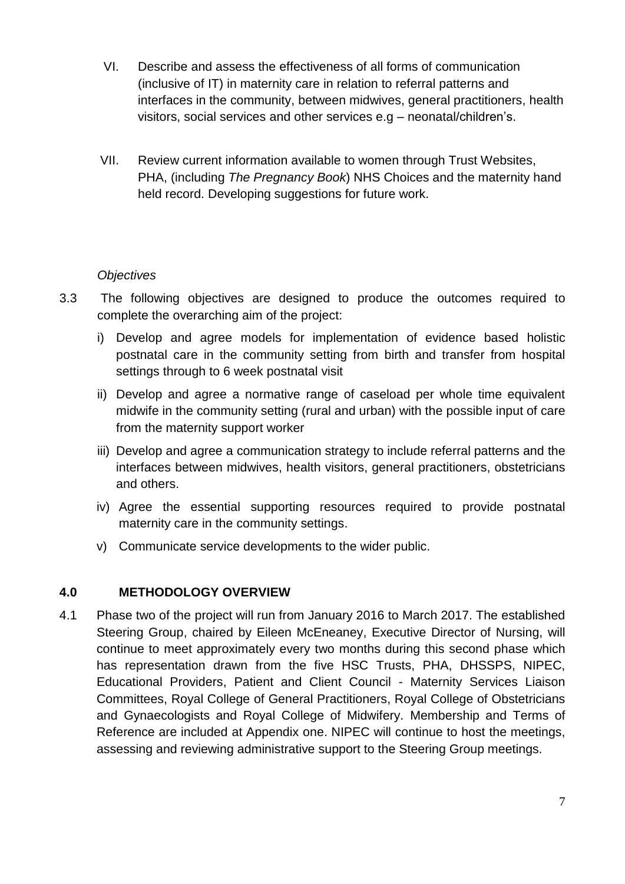VI. Describe and assess the effectiveness of all forms of communication (inclusive of IT) in maternity care in relation to referral patterns and interfaces in the community, between midwives, general practitioners, health visitors, social services and other services e.g – neonatal/children's.

VII. Review current information available to women through Trust Websites, PHA, (including *The Pregnancy Book*) NHS Choices and the maternity hand held record. Developing suggestions for future work.

*Objectives*

3.3 The following objectives are designed to produce the outcomes required to complete the overarching aim of the project:

i) Develop and agree models for implementation of evidence based holistic postnatal care in the community setting from birth and transfer from hospital settings through to 6 week postnatal visit

ii) Develop and agree a normative range of caseload per whole time equivalent midwife in the community setting (rural and urban) with the possible input of care from the maternity support worker

iii) Develop and agree a communication strategy to include referral patterns and the interfaces between midwives, health visitors, general practitioners, obstetricians and others.

iv) Agree the essential supporting resources required to provide postnatal maternity care in the community settings.

v) Communicate service developments to the wider public.

## 4.0 METHODOLOGY OVERVIEW

4.1 Phase two of the project will run from January 2016 to March 2017. The established Steering Group, chaired by Eileen McEneaney, Executive Director of Nursing, will continue to meet approximately every two months during this second phase which has representation drawn from the five HSC Trusts, PHA, DHSSPS, NIPEC, Educational Providers, Patient and Client Council - Maternity Services Liaison Committees, Royal College of General Practitioners, Royal College of Obstetricians and Gynaecologists and Royal College of Midwifery. Membership and Terms of Reference are included at Appendix one. NIPEC will continue to host the meetings, assessing and reviewing administrative support to the Steering Group meetings.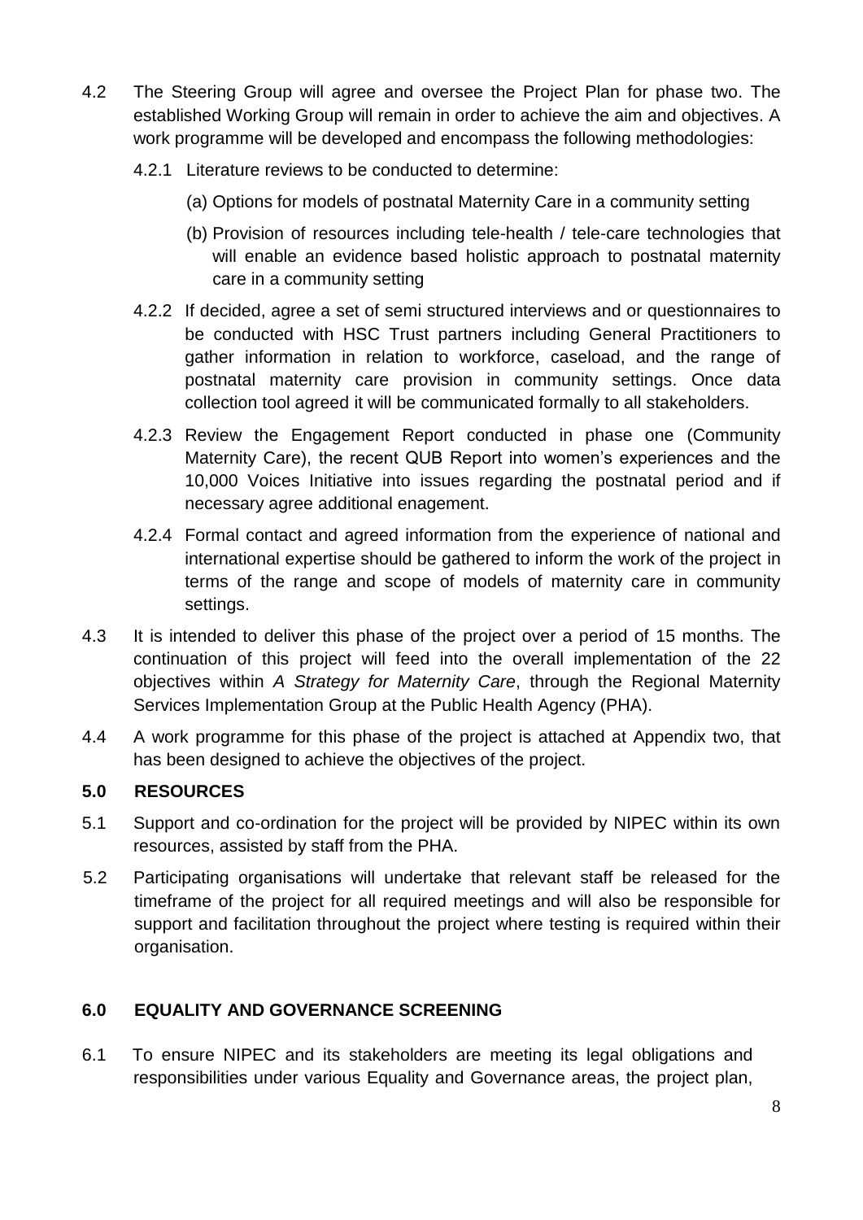4.2 The Steering Group will agree and oversee the Project Plan for phase two. The established Working Group will remain in order to achieve the aim and objectives. A work programme will be developed and encompass the following methodologies:

4.2.1 Literature reviews to be conducted to determine:

(a) Options for models of postnatal Maternity Care in a community setting

(b) Provision of resources including tele-health / tele-care technologies that will enable an evidence based holistic approach to postnatal maternity care in a community setting

4.2.2 If decided, agree a set of semi structured interviews and or questionnaires to be conducted with HSC Trust partners including General Practitioners to gather information in relation to workforce, caseload, and the range of postnatal maternity care provision in community settings. Once data collection tool agreed it will be communicated formally to all stakeholders.

4.2.3 Review the Engagement Report conducted in phase one (Community Maternity Care), the recent QUB Report into women's experiences and the 10,000 Voices Initiative into issues regarding the postnatal period and if necessary agree additional enagement.

4.2.4 Formal contact and agreed information from the experience of national and international expertise should be gathered to inform the work of the project in terms of the range and scope of models of maternity care in community settings.

4.3 It is intended to deliver this phase of the project over a period of 15 months. The continuation of this project will feed into the overall implementation of the 22 objectives within *A Strategy for Maternity Care*, through the Regional Maternity Services Implementation Group at the Public Health Agency (PHA).

4.4 A work programme for this phase of the project is attached at Appendix two, that has been designed to achieve the objectives of the project.

## 5.0 RESOURCES

5.1 Support and co-ordination for the project will be provided by NIPEC within its own resources, assisted by staff from the PHA.

5.2 Participating organisations will undertake that relevant staff be released for the timeframe of the project for all required meetings and will also be responsible for support and facilitation throughout the project where testing is required within their organisation.

## 6.0 EQUALITY AND GOVERNANCE SCREENING

6.1 To ensure NIPEC and its stakeholders are meeting its legal obligations and responsibilities under various Equality and Governance areas, the project plan,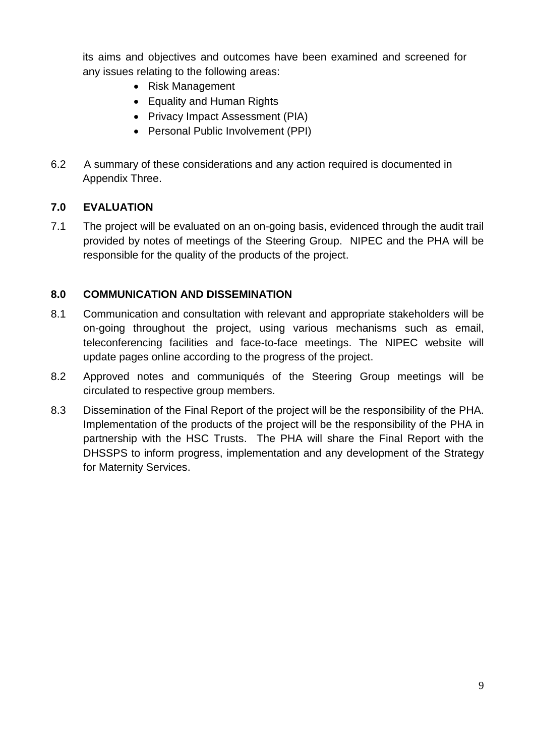its aims and objectives and outcomes have been examined and screened for any issues relating to the following areas:

- Risk Management
- Equality and Human Rights
- Privacy Impact Assessment (PIA)
- Personal Public Involvement (PPI)

6.2 A summary of these considerations and any action required is documented in Appendix Three.

## 7.0 EVALUATION

7.1 The project will be evaluated on an on-going basis, evidenced through the audit trail provided by notes of meetings of the Steering Group. NIPEC and the PHA will be responsible for the quality of the products of the project.

## 8.0 COMMUNICATION AND DISSEMINATION

8.1 Communication and consultation with relevant and appropriate stakeholders will be on-going throughout the project, using various mechanisms such as email, teleconferencing facilities and face-to-face meetings. The NIPEC website will update pages online according to the progress of the project.

8.2 Approved notes and communiqués of the Steering Group meetings will be circulated to respective group members.

8.3 Dissemination of the Final Report of the project will be the responsibility of the PHA. Implementation of the products of the project will be the responsibility of the PHA in partnership with the HSC Trusts. The PHA will share the Final Report with the DHSSPS to inform progress, implementation and any development of the Strategy for Maternity Services.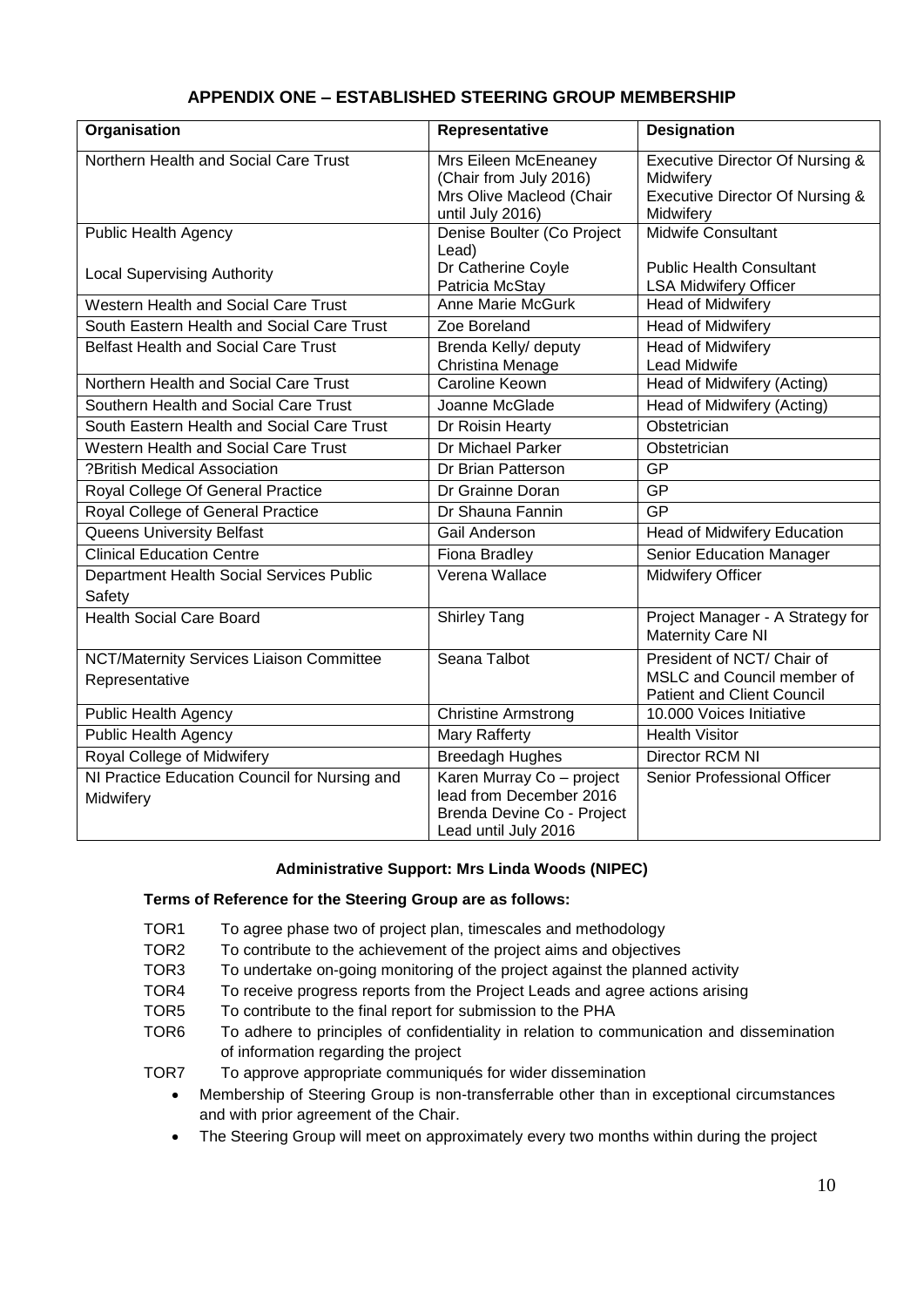## APPENDIX ONE – ESTABLISHED STEERING GROUP MEMBERSHIP

| Organisation | Representative | Designation |
|---|---|---|
| Northern Health and Social Care Trust | Mrs Eileen McEneaney (Chair from July 2016)<br>Mrs Olive Macleod (Chair until July 2016) | Executive Director Of Nursing & Midwifery<br>Executive Director Of Nursing & Midwifery |
| Public Health Agency<br><br>Local Supervising Authority | Denise Boulter (Co Project Lead)<br>Dr Catherine Coyle<br>Patricia McStay | Midwife Consultant<br><br>Public Health Consultant<br>LSA Midwifery Officer |
| Western Health and Social Care Trust | Anne Marie McGurk | Head of Midwifery |
| South Eastern Health and Social Care Trust | Zoe Boreland | Head of Midwifery |
| Belfast Health and Social Care Trust | Brenda Kelly/ deputy<br>Christina Menage | Head of Midwifery<br>Lead Midwife |
| Northern Health and Social Care Trust | Caroline Keown | Head of Midwifery (Acting) |
| Southern Health and Social Care Trust | Joanne McGlade | Head of Midwifery (Acting) |
| South Eastern Health and Social Care Trust | Dr Roisin Hearty | Obstetrician |
| Western Health and Social Care Trust | Dr Michael Parker | Obstetrician |
| ?British Medical Association | Dr Brian Patterson | GP |
| Royal College Of General Practice | Dr Grainne Doran | GP |
| Royal College of General Practice | Dr Shauna Fannin | GP |
| Queens University Belfast | Gail Anderson | Head of Midwifery Education |
| Clinical Education Centre | Fiona Bradley | Senior Education Manager |
| Department Health Social Services Public Safety | Verena Wallace | Midwifery Officer |
| Health Social Care Board | Shirley Tang | Project Manager - A Strategy for Maternity Care NI |
| NCT/Maternity Services Liaison Committee Representative | Seana Talbot | President of NCT/ Chair of MSLC and Council member of Patient and Client Council |
| Public Health Agency | Christine Armstrong | 10.000 Voices Initiative |
| Public Health Agency | Mary Rafferty | Health Visitor |
| Royal College of Midwifery | Breedagh Hughes | Director RCM NI |
| NI Practice Education Council for Nursing and Midwifery | Karen Murray Co – project lead from December 2016<br>Brenda Devine Co - Project Lead until July 2016 | Senior Professional Officer |

**Administrative Support: Mrs Linda Woods (NIPEC)**

**Terms of Reference for the Steering Group are as follows:**

- TOR1 To agree phase two of project plan, timescales and methodology
- TOR2 To contribute to the achievement of the project aims and objectives
- TOR3 To undertake on-going monitoring of the project against the planned activity
- TOR4 To receive progress reports from the Project Leads and agree actions arising
- TOR5 To contribute to the final report for submission to the PHA
- TOR6 To adhere to principles of confidentiality in relation to communication and dissemination of information regarding the project
- TOR7 To approve appropriate communiqués for wider dissemination
  - Membership of Steering Group is non-transferrable other than in exceptional circumstances and with prior agreement of the Chair.
  - The Steering Group will meet on approximately every two months within during the project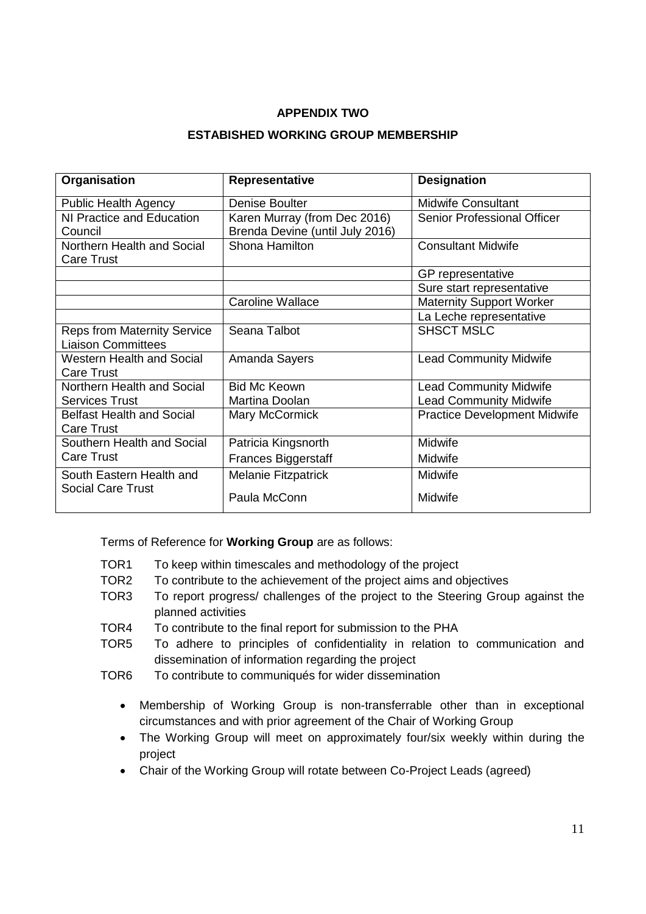**APPENDIX TWO**

**ESTABISHED WORKING GROUP MEMBERSHIP**

| Organisation | Representative | Designation |
|---|---|---|
| Public Health Agency | Denise Boulter | Midwife Consultant |
| NI Practice and Education Council | Karen Murray (from Dec 2016)<br>Brenda Devine (until July 2016) | Senior Professional Officer |
| Northern Health and Social Care Trust | Shona Hamilton | Consultant Midwife |
| | | GP representative |
| | | Sure start representative |
| | Caroline Wallace | Maternity Support Worker |
| | | La Leche representative |
| Reps from Maternity Service Liaison Committees | Seana Talbot | SHSCT MSLC |
| Western Health and Social Care Trust | Amanda Sayers | Lead Community Midwife |
| Northern Health and Social Services Trust | Bid Mc Keown<br>Martina Doolan | Lead Community Midwife<br>Lead Community Midwife |
| Belfast Health and Social Care Trust | Mary McCormick | Practice Development Midwife |
| Southern Health and Social Care Trust | Patricia Kingsnorth<br>Frances Biggerstaff | Midwife<br>Midwife |
| South Eastern Health and Social Care Trust | Melanie Fitzpatrick<br>Paula McConn | Midwife<br>Midwife |

Terms of Reference for **Working Group** are as follows:

TOR1 To keep within timescales and methodology of the project

TOR2 To contribute to the achievement of the project aims and objectives

TOR3 To report progress/ challenges of the project to the Steering Group against the planned activities

TOR4 To contribute to the final report for submission to the PHA

TOR5 To adhere to principles of confidentiality in relation to communication and dissemination of information regarding the project

TOR6 To contribute to communiqués for wider dissemination

- Membership of Working Group is non-transferrable other than in exceptional circumstances and with prior agreement of the Chair of Working Group
- The Working Group will meet on approximately four/six weekly within during the project
- Chair of the Working Group will rotate between Co-Project Leads (agreed)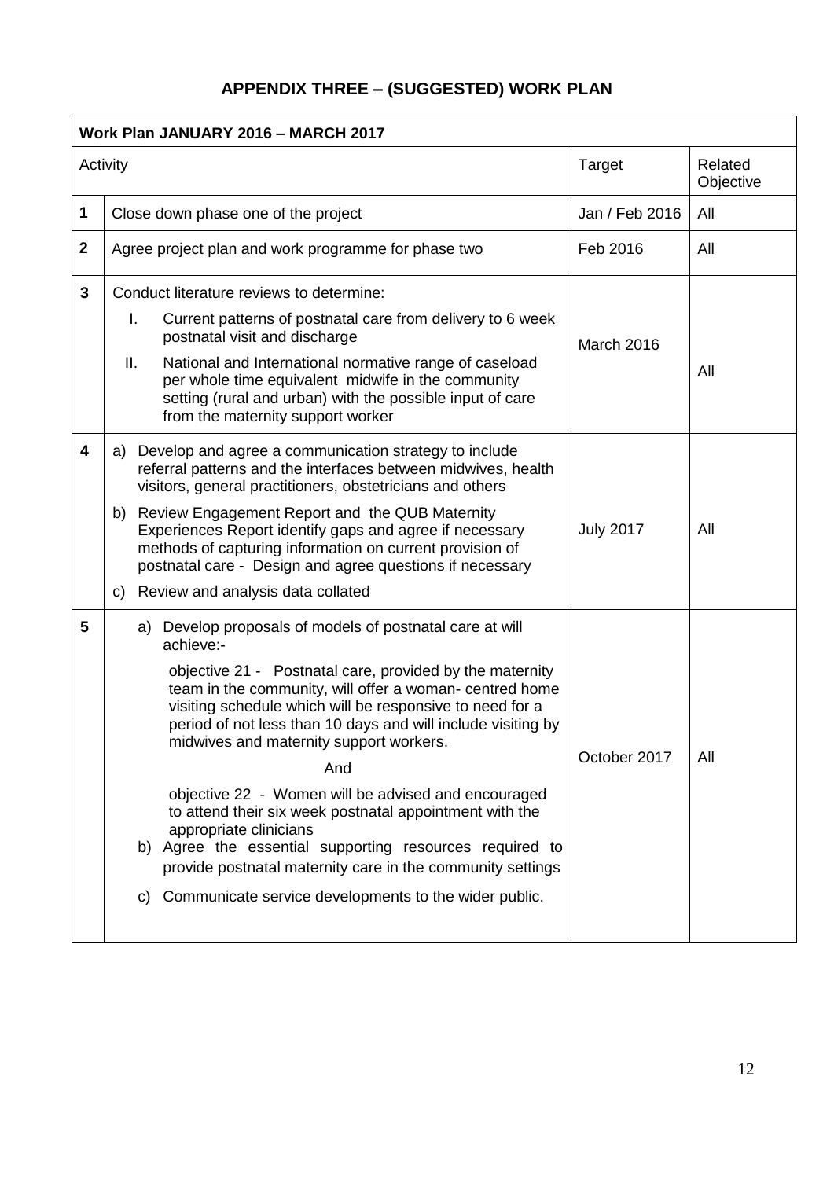# APPENDIX THREE – (SUGGESTED) WORK PLAN

| Work Plan JANUARY 2016 – MARCH 2017 | | | |
|---|---|---|---|
| | Activity | Target | Related Objective |
| **1** | Close down phase one of the project | Jan / Feb 2016 | All |
| **2** | Agree project plan and work programme for phase two | Feb 2016 | All |
| **3** | Conduct literature reviews to determine:<br>I. Current patterns of postnatal care from delivery to 6 week postnatal visit and discharge<br>II. National and International normative range of caseload per whole time equivalent midwife in the community setting (rural and urban) with the possible input of care from the maternity support worker | March 2016 | All |
| **4** | a) Develop and agree a communication strategy to include referral patterns and the interfaces between midwives, health visitors, general practitioners, obstetricians and others<br>b) Review Engagement Report and the QUB Maternity Experiences Report identify gaps and agree if necessary methods of capturing information on current provision of postnatal care - Design and agree questions if necessary<br>c) Review and analysis data collated | July 2017 | All |
| **5** | a) Develop proposals of models of postnatal care at will achieve:-<br>objective 21 - Postnatal care, provided by the maternity team in the community, will offer a woman- centred home visiting schedule which will be responsive to need for a period of not less than 10 days and will include visiting by midwives and maternity support workers.<br>And<br>objective 22 - Women will be advised and encouraged to attend their six week postnatal appointment with the appropriate clinicians<br>b) Agree the essential supporting resources required to provide postnatal maternity care in the community settings<br>c) Communicate service developments to the wider public. | October 2017 | All |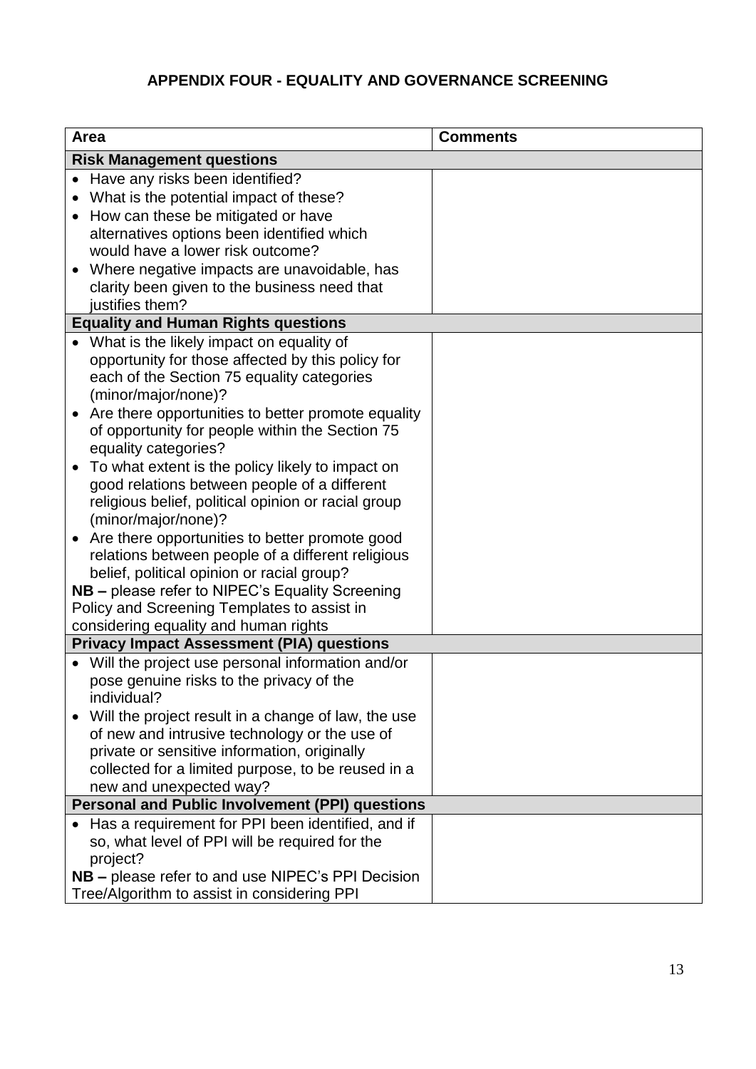# APPENDIX FOUR - EQUALITY AND GOVERNANCE SCREENING

| Area | Comments |
|---|---|
| **Risk Management questions** | |
| • Have any risks been identified?<br>• What is the potential impact of these?<br>• How can these be mitigated or have alternatives options been identified which would have a lower risk outcome?<br>• Where negative impacts are unavoidable, has clarity been given to the business need that justifies them? | |
| **Equality and Human Rights questions** | |
| • What is the likely impact on equality of opportunity for those affected by this policy for each of the Section 75 equality categories (minor/major/none)?<br>• Are there opportunities to better promote equality of opportunity for people within the Section 75 equality categories?<br>• To what extent is the policy likely to impact on good relations between people of a different religious belief, political opinion or racial group (minor/major/none)?<br>• Are there opportunities to better promote good relations between people of a different religious belief, political opinion or racial group?<br>**NB –** please refer to NIPEC's Equality Screening Policy and Screening Templates to assist in considering equality and human rights | |
| **Privacy Impact Assessment (PIA) questions** | |
| • Will the project use personal information and/or pose genuine risks to the privacy of the individual?<br>• Will the project result in a change of law, the use of new and intrusive technology or the use of private or sensitive information, originally collected for a limited purpose, to be reused in a new and unexpected way? | |
| **Personal and Public Involvement (PPI) questions** | |
| • Has a requirement for PPI been identified, and if so, what level of PPI will be required for the project?<br>**NB –** please refer to and use NIPEC's PPI Decision Tree/Algorithm to assist in considering PPI | |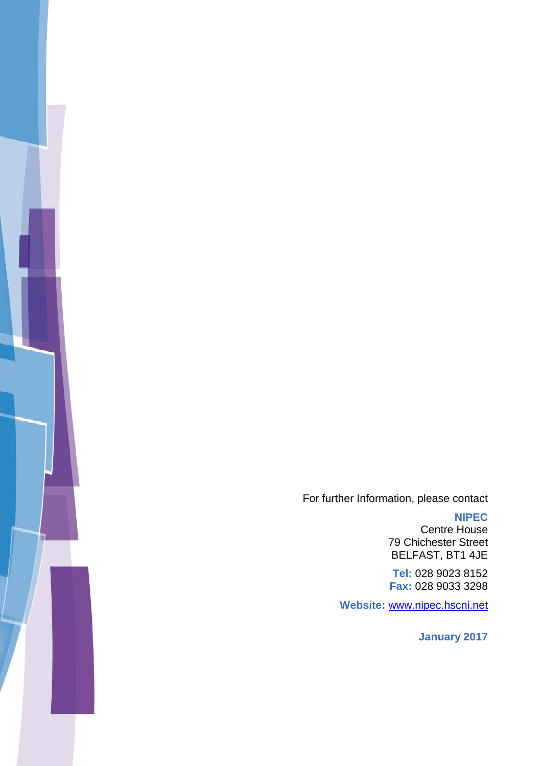For further Information, please contact

**NIPEC**
Centre House
79 Chichester Street
BELFAST, BT1 4JE

**Tel:** 028 9023 8152
**Fax:** 028 9033 3298

**Website:** [www.nipec.hscni.net](http://www.nipec.hscni.net)

**January 2017**